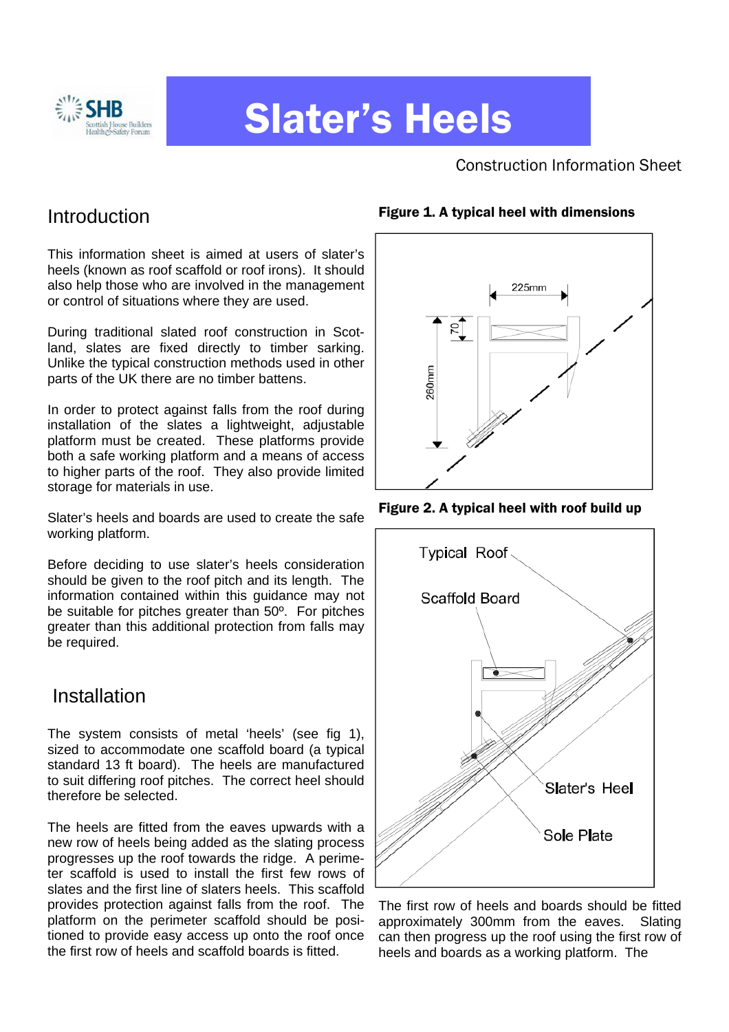# Slater's Heels

Construction Information Sheet

## Introduction

This information sheet is aimed at users of slater's heels (known as roof scaffold or roof irons). It should also help those who are involved in the management or control of situations where they are used.

During traditional slated roof construction in Scotland, slates are fixed directly to timber sarking. Unlike the typical construction methods used in other parts of the UK there are no timber battens.

In order to protect against falls from the roof during installation of the slates a lightweight, adjustable platform must be created. These platforms provide both a safe working platform and a means of access to higher parts of the roof. They also provide limited storage for materials in use.

Slater's heels and boards are used to create the safe working platform.

Before deciding to use slater's heels consideration should be given to the roof pitch and its length. The information contained within this guidance may not be suitable for pitches greater than 50º. For pitches greater than this additional protection from falls may be required.

## Installation

The system consists of metal 'heels' (see fig 1), sized to accommodate one scaffold board (a typical standard 13 ft board). The heels are manufactured to suit differing roof pitches. The correct heel should therefore be selected.

The heels are fitted from the eaves upwards with a new row of heels being added as the slating process progresses up the roof towards the ridge. A perimeter scaffold is used to install the first few rows of slates and the first line of slaters heels. This scaffold provides protection against falls from the roof. The platform on the perimeter scaffold should be positioned to provide easy access up onto the roof once the first row of heels and scaffold boards is fitted.

**Figure 1. A typical heel with dimensions**

225mm

70

260mm

**Figure 2. A typical heel with roof build up**

Typical Roof

Scaffold Board

Slater's Heel

Sole Plate

The first row of heels and boards should be fitted approximately 300mm from the eaves. Slating can then progress up the roof using the first row of heels and boards as a working platform. The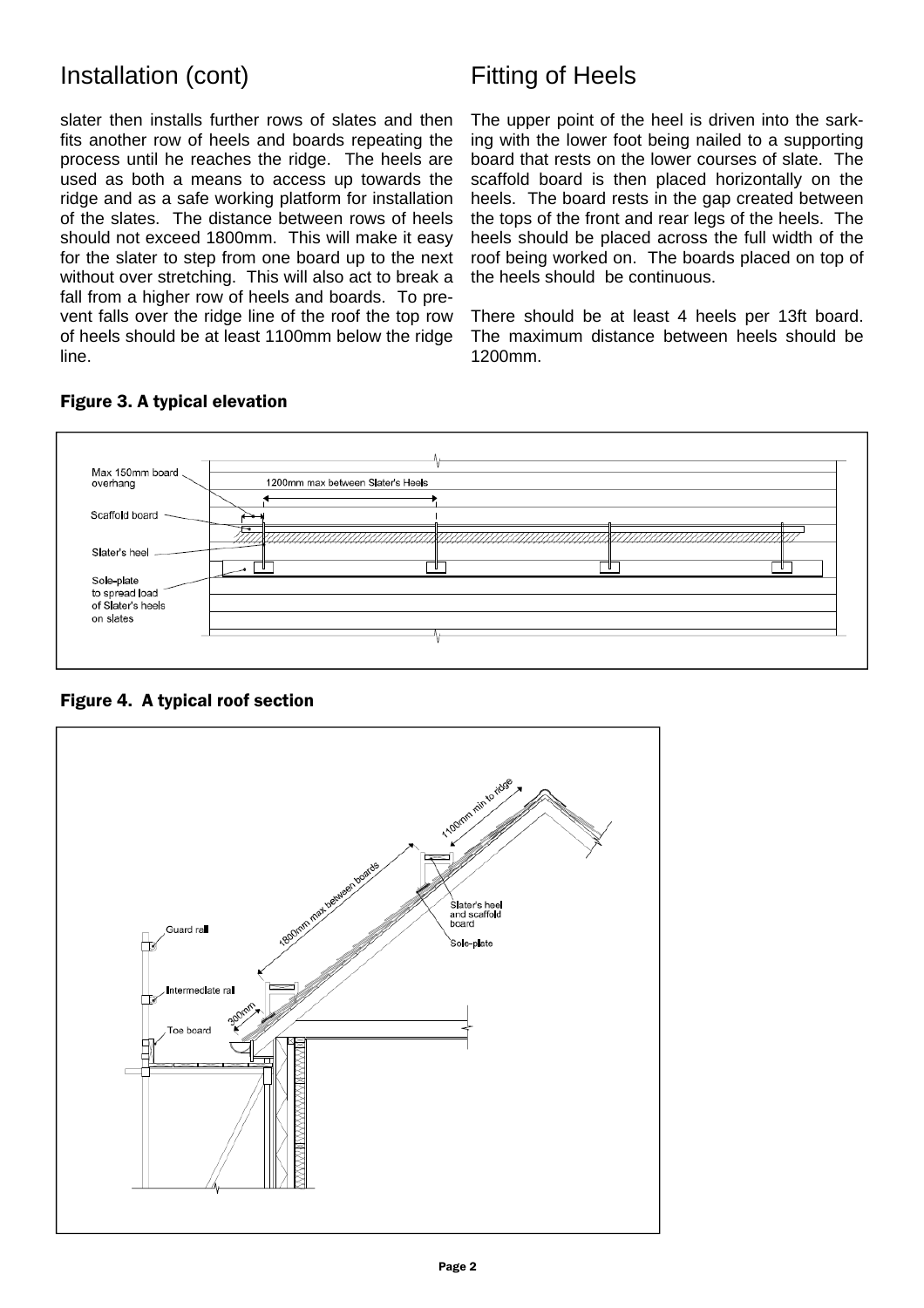## Installation (cont)

slater then installs further rows of slates and then fits another row of heels and boards repeating the process until he reaches the ridge. The heels are used as both a means to access up towards the ridge and as a safe working platform for installation of the slates. The distance between rows of heels should not exceed 1800mm. This will make it easy for the slater to step from one board up to the next without over stretching. This will also act to break a fall from a higher row of heels and boards. To prevent falls over the ridge line of the roof the top row of heels should be at least 1100mm below the ridge line.

## Fitting of Heels

The upper point of the heel is driven into the sarking with the lower foot being nailed to a supporting board that rests on the lower courses of slate. The scaffold board is then placed horizontally on the heels. The board rests in the gap created between the tops of the front and rear legs of the heels. The heels should be placed across the full width of the roof being worked on. The boards placed on top of the heels should be continuous.

There should be at least 4 heels per 13ft board. The maximum distance between heels should be 1200mm.

**Figure 3. A typical elevation**

Max 150mm board overhang

1200mm max between Slater's Heels

Scaffold board

Slater's heel

Sole-plate to spread load of Slater's heels on slates

**Figure 4. A typical roof section**

1100mm min to ridge

1800mm max between boards

Slater's heel and scaffold board

Sole-plate

Guard rail

Intermediate rail

300mm

Toe board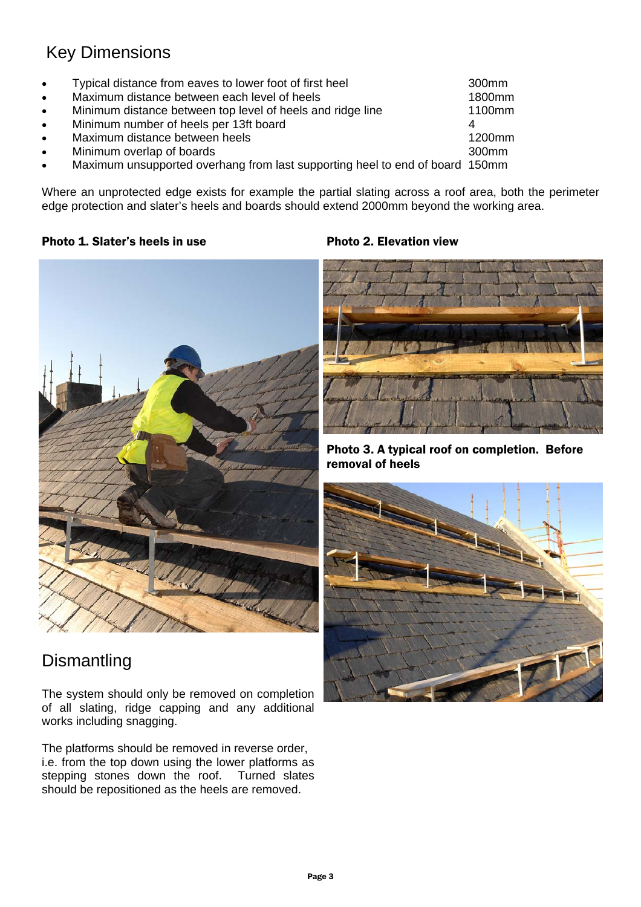## Key Dimensions

- Typical distance from eaves to lower foot of first heel 300mm
- Maximum distance between each level of heels 1800mm
- Minimum distance between top level of heels and ridge line 1100mm
- Minimum number of heels per 13ft board 4
- Maximum distance between heels 1200mm
- Minimum overlap of boards 300mm
- Maximum unsupported overhang from last supporting heel to end of board 150mm

Where an unprotected edge exists for example the partial slating across a roof area, both the perimeter edge protection and slater's heels and boards should extend 2000mm beyond the working area.

**Photo 1. Slater's heels in use**

**Photo 2. Elevation view**

**Photo 3. A typical roof on completion. Before removal of heels**

## Dismantling

The system should only be removed on completion of all slating, ridge capping and any additional works including snagging.

The platforms should be removed in reverse order, i.e. from the top down using the lower platforms as stepping stones down the roof. Turned slates should be repositioned as the heels are removed.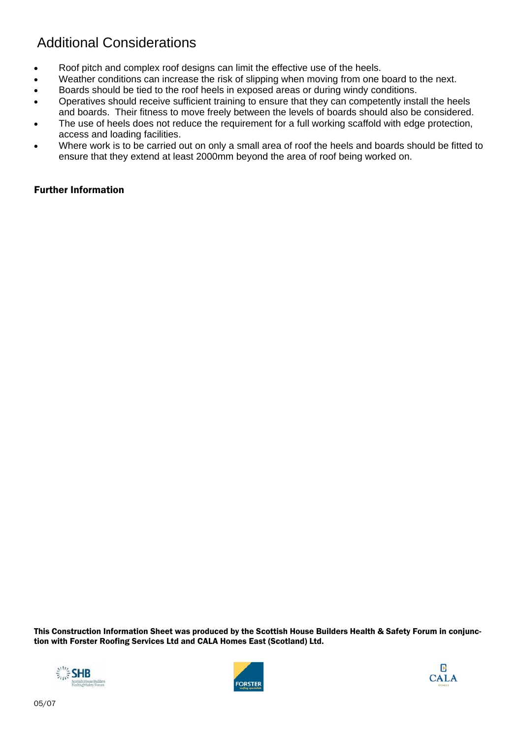# Additional Considerations

- Roof pitch and complex roof designs can limit the effective use of the heels.
- Weather conditions can increase the risk of slipping when moving from one board to the next.
- Boards should be tied to the roof heels in exposed areas or during windy conditions.
- Operatives should receive sufficient training to ensure that they can competently install the heels and boards. Their fitness to move freely between the levels of boards should also be considered.
- The use of heels does not reduce the requirement for a full working scaffold with edge protection, access and loading facilities.
- Where work is to be carried out on only a small area of roof the heels and boards should be fitted to ensure that they extend at least 2000mm beyond the area of roof being worked on.

**Further Information**

**This Construction Information Sheet was produced by the Scottish House Builders Health & Safety Forum in conjunction with Forster Roofing Services Ltd and CALA Homes East (Scotland) Ltd.**

05/07